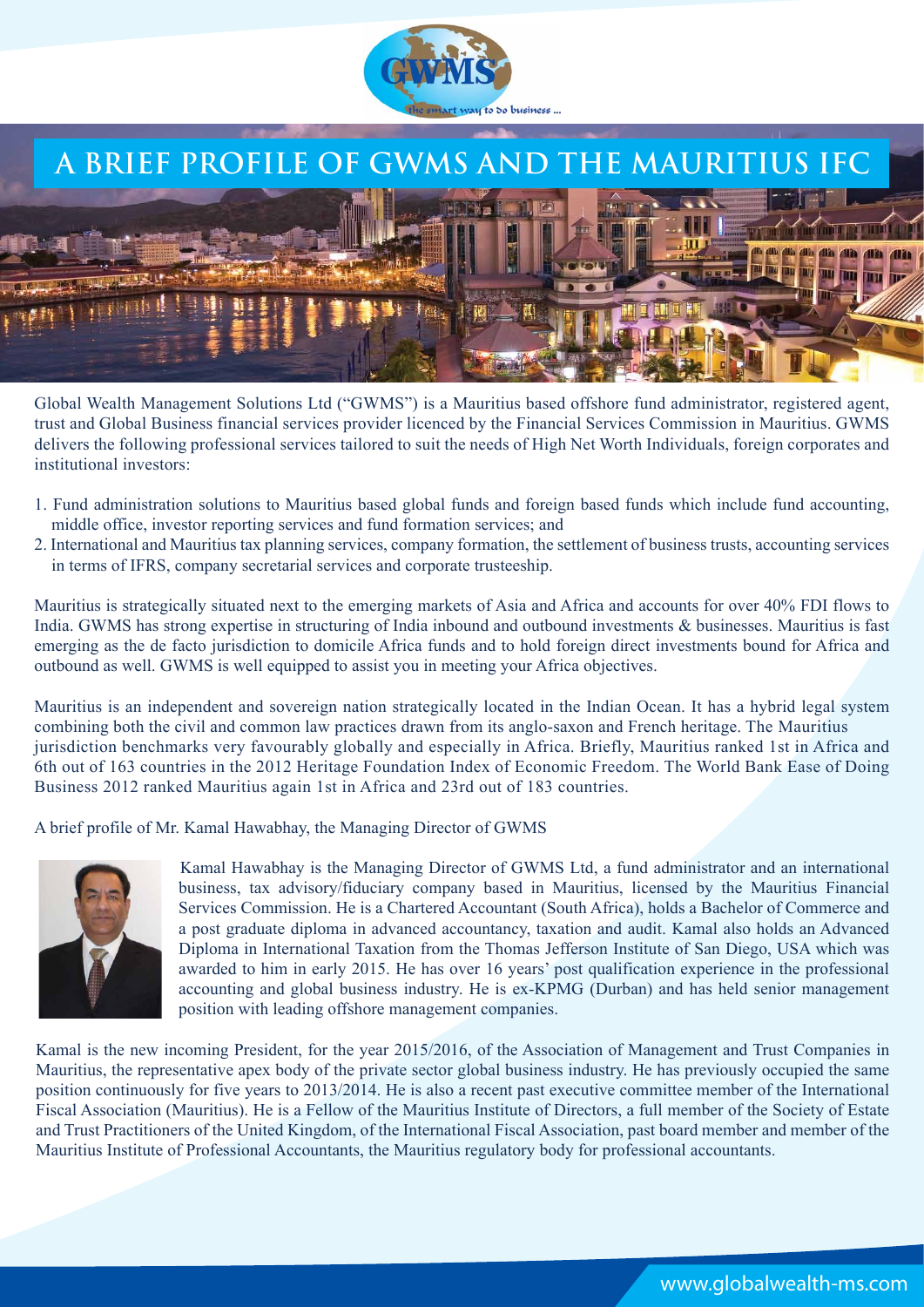# A BRIEF PROFILE OF GWMS AND THE MAURITIUS IFC

Global Wealth Management Solutions Ltd ("GWMS") is a Mauritius based offshore fund administrator, registered agent, trust and Global Business financial services provider licenced by the Financial Services Commission in Mauritius. GWMS delivers the following professional services tailored to suit the needs of High Net Worth Individuals, foreign corporates and institutional investors:

1. Fund administration solutions to Mauritius based global funds and foreign based funds which include fund accounting, middle office, investor reporting services and fund formation services; and
2. International and Mauritius tax planning services, company formation, the settlement of business trusts, accounting services in terms of IFRS, company secretarial services and corporate trusteeship.

Mauritius is strategically situated next to the emerging markets of Asia and Africa and accounts for over 40% FDI flows to India. GWMS has strong expertise in structuring of India inbound and outbound investments & businesses. Mauritius is fast emerging as the de facto jurisdiction to domicile Africa funds and to hold foreign direct investments bound for Africa and outbound as well. GWMS is well equipped to assist you in meeting your Africa objectives.

Mauritius is an independent and sovereign nation strategically located in the Indian Ocean. It has a hybrid legal system combining both the civil and common law practices drawn from its anglo-saxon and French heritage. The Mauritius jurisdiction benchmarks very favourably globally and especially in Africa. Briefly, Mauritius ranked 1st in Africa and 6th out of 163 countries in the 2012 Heritage Foundation Index of Economic Freedom. The World Bank Ease of Doing Business 2012 ranked Mauritius again 1st in Africa and 23rd out of 183 countries.

A brief profile of Mr. Kamal Hawabhay, the Managing Director of GWMS

Kamal Hawabhay is the Managing Director of GWMS Ltd, a fund administrator and an international business, tax advisory/fiduciary company based in Mauritius, licensed by the Mauritius Financial Services Commission. He is a Chartered Accountant (South Africa), holds a Bachelor of Commerce and a post graduate diploma in advanced accountancy, taxation and audit. Kamal also holds an Advanced Diploma in International Taxation from the Thomas Jefferson Institute of San Diego, USA which was awarded to him in early 2015. He has over 16 years' post qualification experience in the professional accounting and global business industry. He is ex-KPMG (Durban) and has held senior management position with leading offshore management companies.

Kamal is the new incoming President, for the year 2015/2016, of the Association of Management and Trust Companies in Mauritius, the representative apex body of the private sector global business industry. He has previously occupied the same position continuously for five years to 2013/2014. He is also a recent past executive committee member of the International Fiscal Association (Mauritius). He is a Fellow of the Mauritius Institute of Directors, a full member of the Society of Estate and Trust Practitioners of the United Kingdom, of the International Fiscal Association, past board member and member of the Mauritius Institute of Professional Accountants, the Mauritius regulatory body for professional accountants.

www.globalwealth-ms.com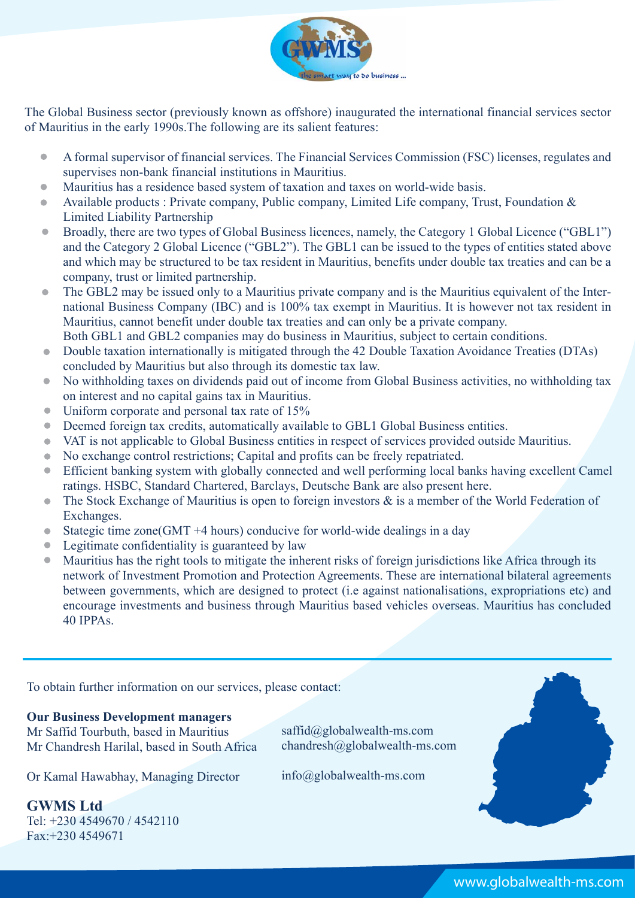The Global Business sector (previously known as offshore) inaugurated the international financial services sector of Mauritius in the early 1990s.The following are its salient features:

- A formal supervisor of financial services. The Financial Services Commission (FSC) licenses, regulates and supervises non-bank financial institutions in Mauritius.
- Mauritius has a residence based system of taxation and taxes on world-wide basis.
- Available products : Private company, Public company, Limited Life company, Trust, Foundation & Limited Liability Partnership
- Broadly, there are two types of Global Business licences, namely, the Category 1 Global Licence ("GBL1") and the Category 2 Global Licence ("GBL2"). The GBL1 can be issued to the types of entities stated above and which may be structured to be tax resident in Mauritius, benefits under double tax treaties and can be a company, trust or limited partnership.
- The GBL2 may be issued only to a Mauritius private company and is the Mauritius equivalent of the International Business Company (IBC) and is 100% tax exempt in Mauritius. It is however not tax resident in Mauritius, cannot benefit under double tax treaties and can only be a private company.
  Both GBL1 and GBL2 companies may do business in Mauritius, subject to certain conditions.
- Double taxation internationally is mitigated through the 42 Double Taxation Avoidance Treaties (DTAs) concluded by Mauritius but also through its domestic tax law.
- No withholding taxes on dividends paid out of income from Global Business activities, no withholding tax on interest and no capital gains tax in Mauritius.
- Uniform corporate and personal tax rate of 15%
- Deemed foreign tax credits, automatically available to GBL1 Global Business entities.
- VAT is not applicable to Global Business entities in respect of services provided outside Mauritius.
- No exchange control restrictions; Capital and profits can be freely repatriated.
- Efficient banking system with globally connected and well performing local banks having excellent Camel ratings. HSBC, Standard Chartered, Barclays, Deutsche Bank are also present here.
- The Stock Exchange of Mauritius is open to foreign investors & is a member of the World Federation of Exchanges.
- Stategic time zone(GMT +4 hours) conducive for world-wide dealings in a day
- Legitimate confidentiality is guaranteed by law
- Mauritius has the right tools to mitigate the inherent risks of foreign jurisdictions like Africa through its network of Investment Promotion and Protection Agreements. These are international bilateral agreements between governments, which are designed to protect (i.e against nationalisations, expropriations etc) and encourage investments and business through Mauritius based vehicles overseas. Mauritius has concluded 40 IPPAs.

---

To obtain further information on our services, please contact:

**Our Business Development managers**
Mr Saffid Tourbuth, based in Mauritius — saffid@globalwealth-ms.com
Mr Chandresh Harilal, based in South Africa — chandresh@globalwealth-ms.com

Or Kamal Hawabhay, Managing Director — info@globalwealth-ms.com

**GWMS Ltd**
Tel: +230 4549670 / 4542110
Fax:+230 4549671

www.globalwealth-ms.com